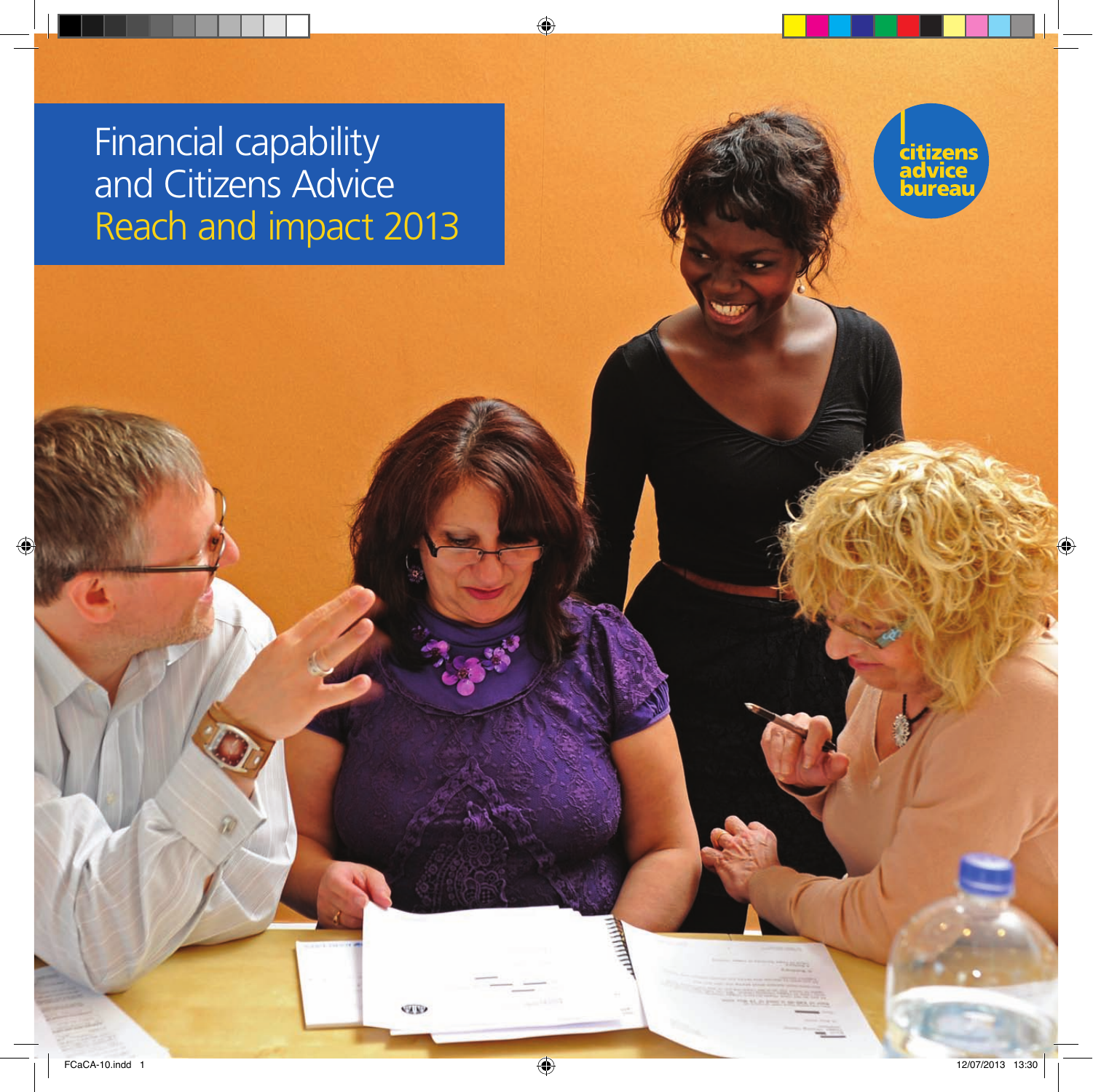# Financial capability and Citizens Advice
## Reach and impact 2013

citizens advice bureau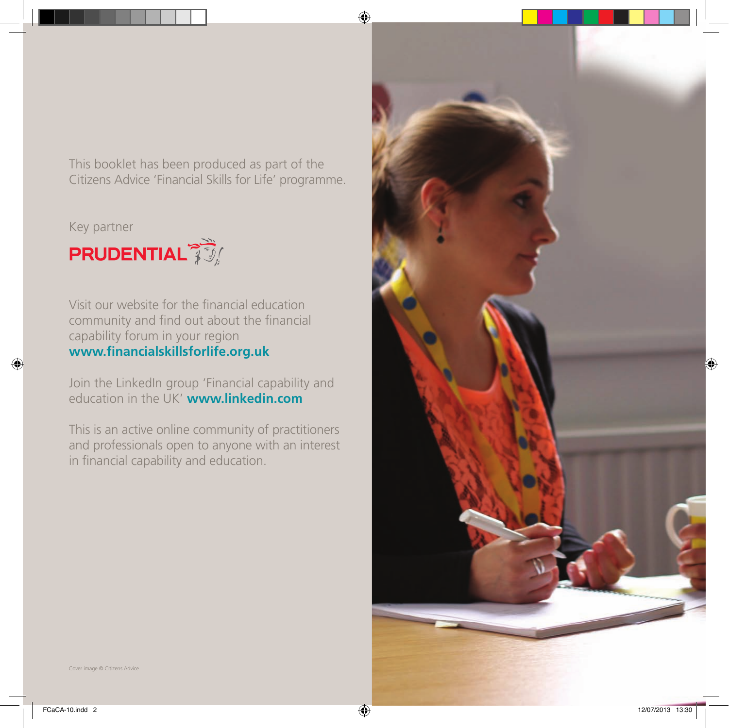This booklet has been produced as part of the Citizens Advice 'Financial Skills for Life' programme.

Key partner

**PRUDENTIAL**

Visit our website for the financial education community and find out about the financial capability forum in your region **www.financialskillsforlife.org.uk**

Join the LinkedIn group 'Financial capability and education in the UK' **www.linkedin.com**

This is an active online community of practitioners and professionals open to anyone with an interest in financial capability and education.

Cover image © Citizens Advice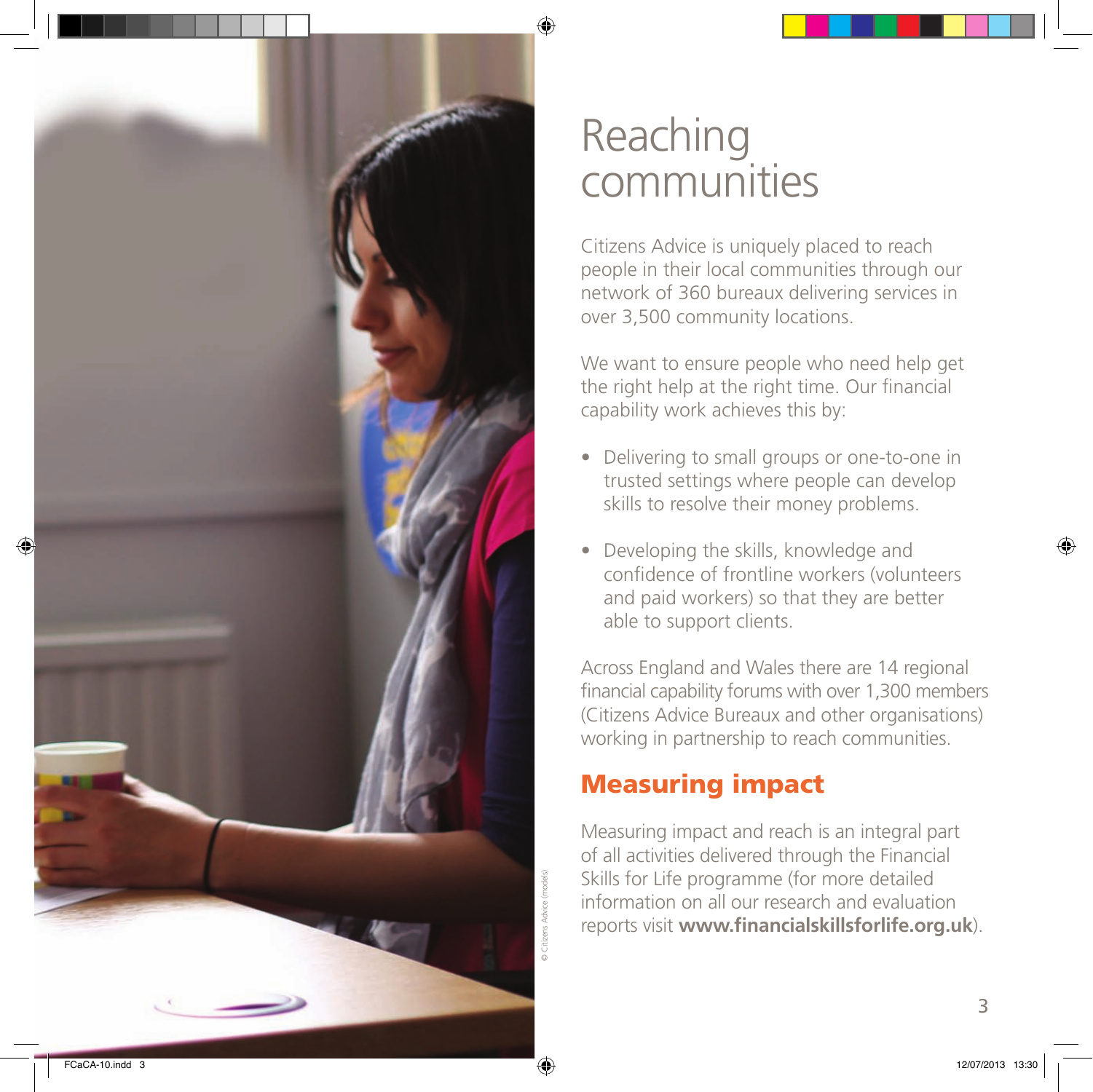# Reaching communities

Citizens Advice is uniquely placed to reach people in their local communities through our network of 360 bureaux delivering services in over 3,500 community locations.

We want to ensure people who need help get the right help at the right time. Our financial capability work achieves this by:

- Delivering to small groups or one-to-one in trusted settings where people can develop skills to resolve their money problems.
- Developing the skills, knowledge and confidence of frontline workers (volunteers and paid workers) so that they are better able to support clients.

Across England and Wales there are 14 regional financial capability forums with over 1,300 members (Citizens Advice Bureaux and other organisations) working in partnership to reach communities.

## Measuring impact

Measuring impact and reach is an integral part of all activities delivered through the Financial Skills for Life programme (for more detailed information on all our research and evaluation reports visit **www.financialskillsforlife.org.uk**).

© Citizens Advice (models)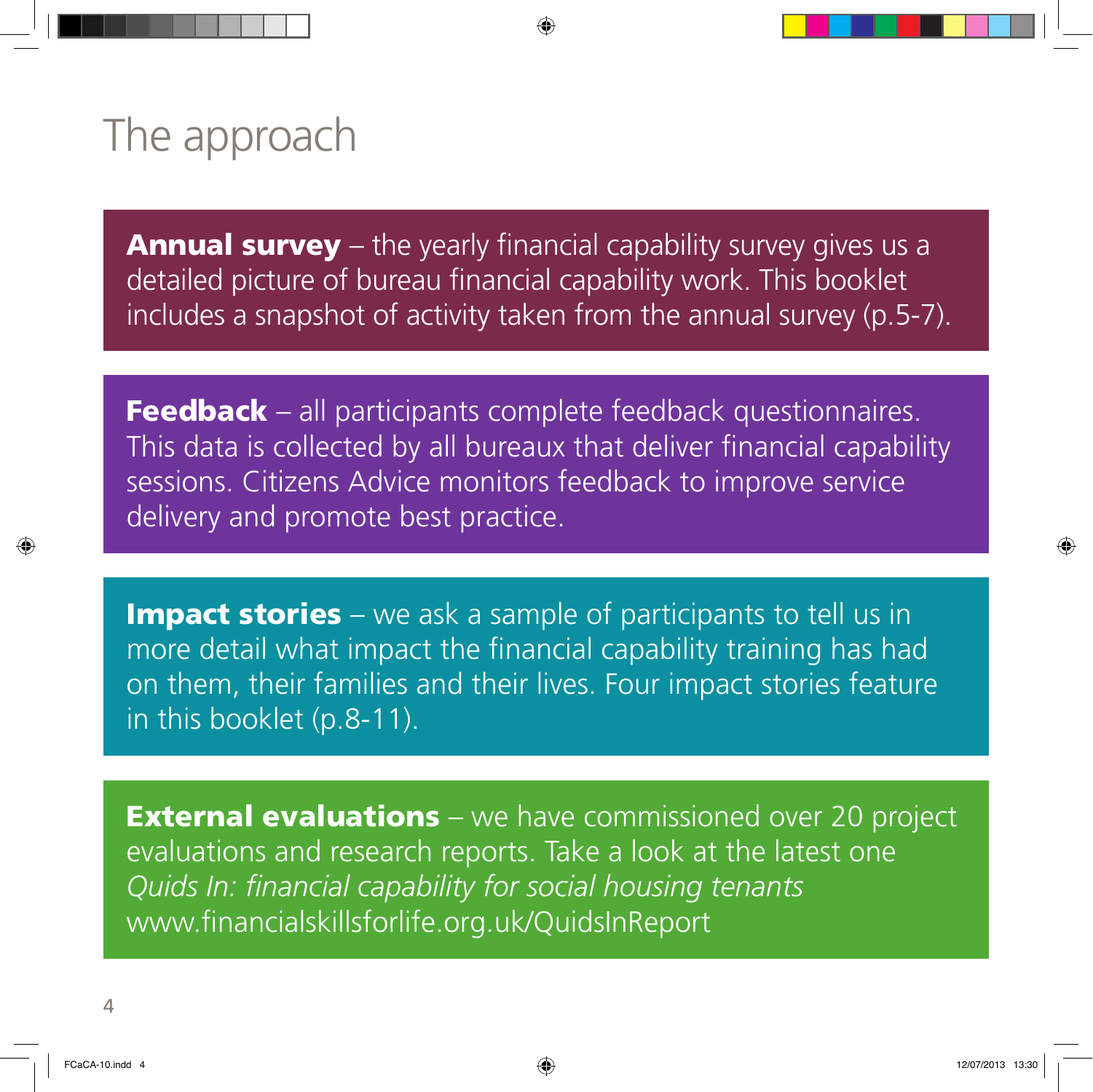# The approach

**Annual survey** – the yearly financial capability survey gives us a detailed picture of bureau financial capability work. This booklet includes a snapshot of activity taken from the annual survey (p.5-7).

**Feedback** – all participants complete feedback questionnaires. This data is collected by all bureaux that deliver financial capability sessions. Citizens Advice monitors feedback to improve service delivery and promote best practice.

**Impact stories** – we ask a sample of participants to tell us in more detail what impact the financial capability training has had on them, their families and their lives. Four impact stories feature in this booklet (p.8-11).

**External evaluations** – we have commissioned over 20 project evaluations and research reports. Take a look at the latest one *Quids In: financial capability for social housing tenants* www.financialskillsforlife.org.uk/QuidsInReport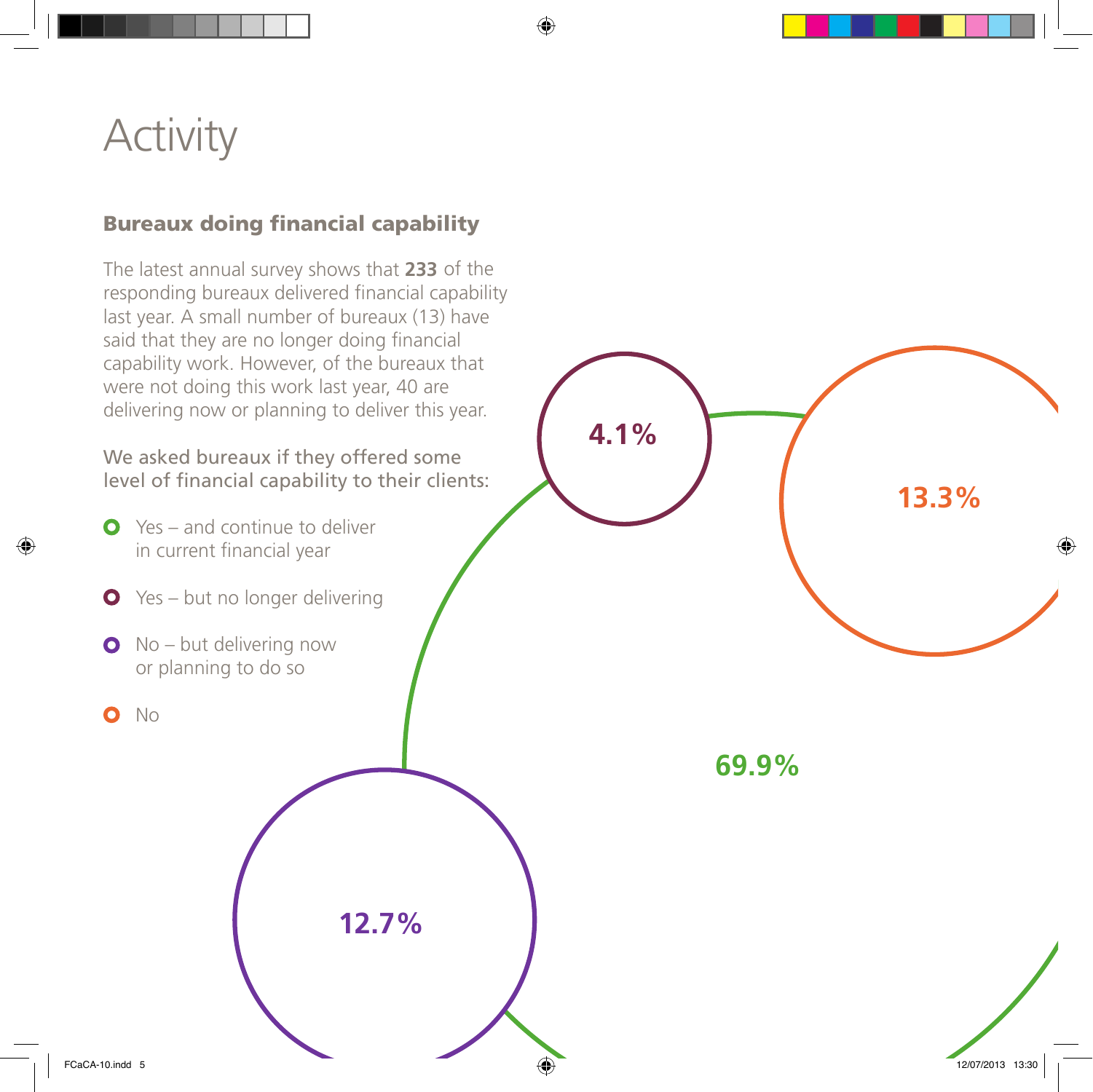# Activity

## Bureaux doing financial capability

The latest annual survey shows that **233** of the responding bureaux delivered financial capability last year. A small number of bureaux (13) have said that they are no longer doing financial capability work. However, of the bureaux that were not doing this work last year, 40 are delivering now or planning to deliver this year.

We asked bureaux if they offered some level of financial capability to their clients:

- Yes – and continue to deliver in current financial year
- Yes – but no longer delivering
- No – but delivering now or planning to do so
- No

4.1%

13.3%

69.9%

12.7%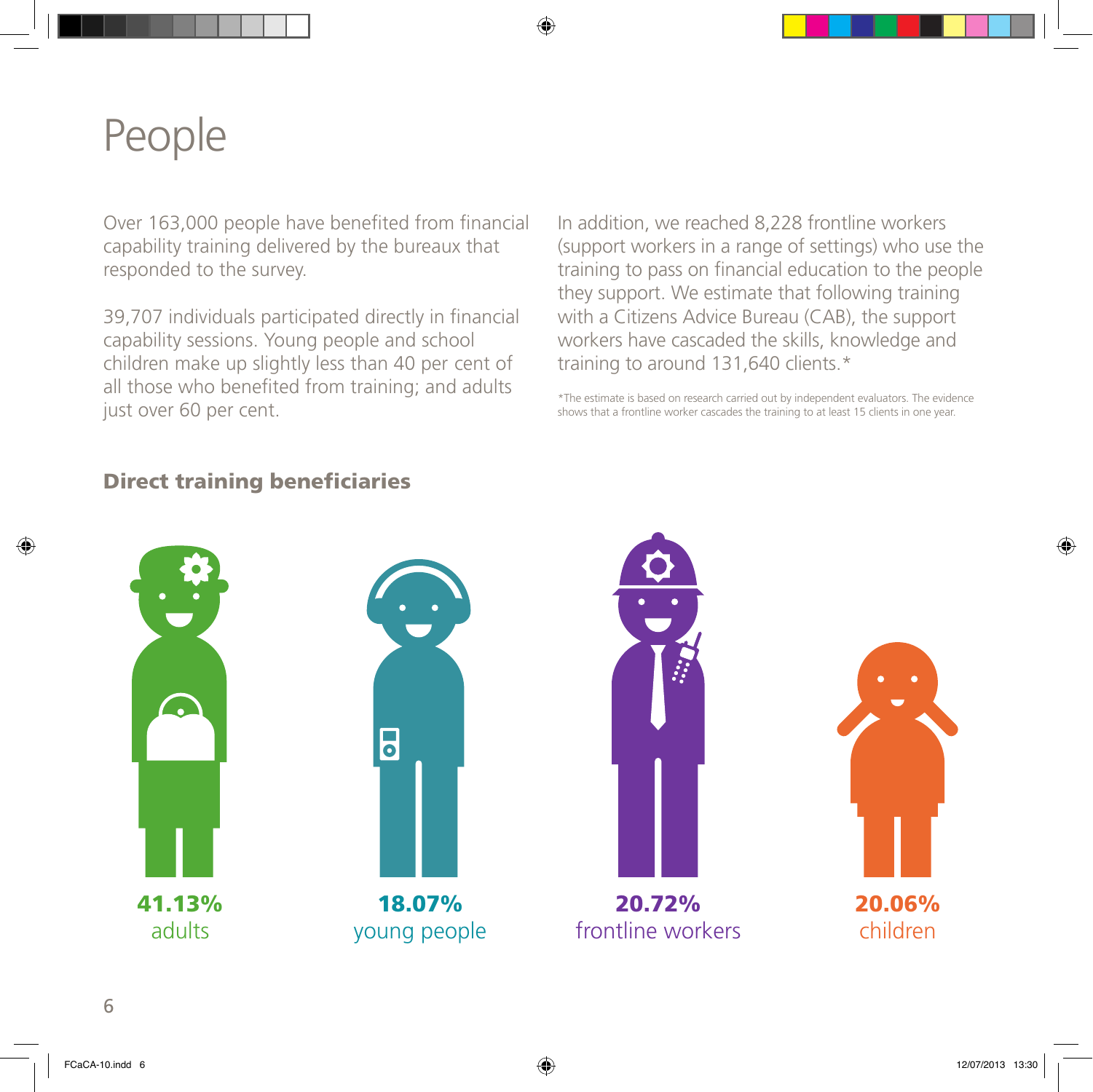# People

Over 163,000 people have benefited from financial capability training delivered by the bureaux that responded to the survey.

39,707 individuals participated directly in financial capability sessions. Young people and school children make up slightly less than 40 per cent of all those who benefited from training; and adults just over 60 per cent.

In addition, we reached 8,228 frontline workers (support workers in a range of settings) who use the training to pass on financial education to the people they support. We estimate that following training with a Citizens Advice Bureau (CAB), the support workers have cascaded the skills, knowledge and training to around 131,640 clients.*

*The estimate is based on research carried out by independent evaluators. The evidence shows that a frontline worker cascades the training to at least 15 clients in one year.

## Direct training beneficiaries

**41.13%**
adults

**18.07%**
young people

**20.72%**
frontline workers

**20.06%**
children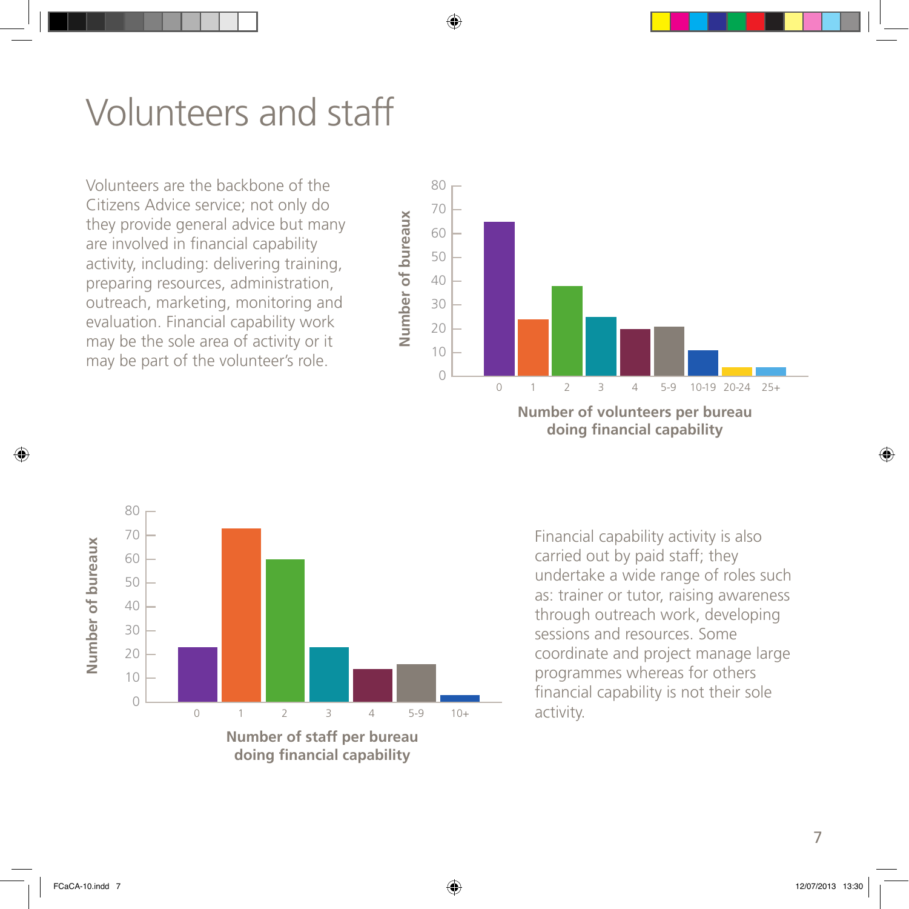# Volunteers and staff

Volunteers are the backbone of the Citizens Advice service; not only do they provide general advice but many are involved in financial capability activity, including: delivering training, preparing resources, administration, outreach, marketing, monitoring and evaluation. Financial capability work may be the sole area of activity or it may be part of the volunteer's role.

Number of bureaux

Number of volunteers per bureau doing financial capability

Number of bureaux

Number of staff per bureau doing financial capability

Financial capability activity is also carried out by paid staff; they undertake a wide range of roles such as: trainer or tutor, raising awareness through outreach work, developing sessions and resources. Some coordinate and project manage large programmes whereas for others financial capability is not their sole activity.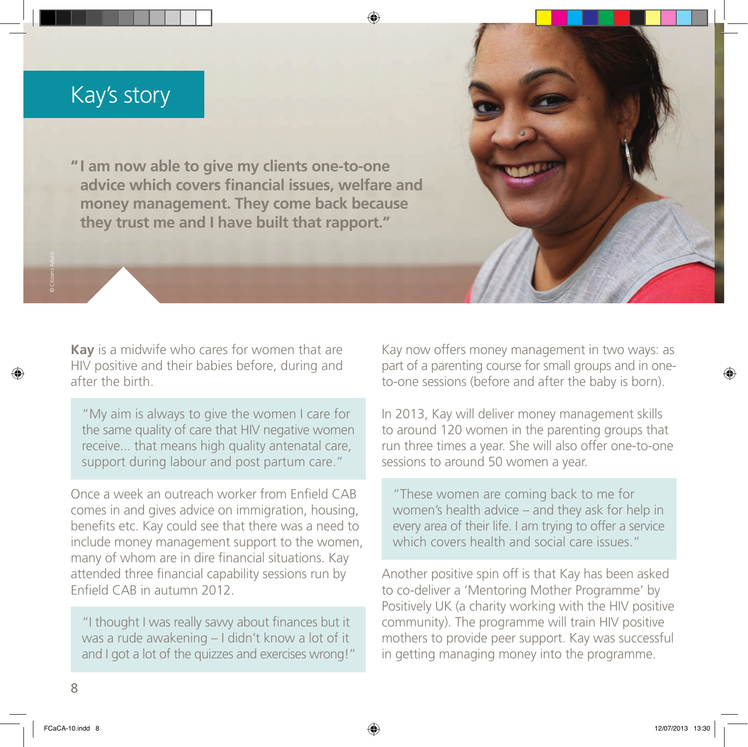# Kay's story

**"I am now able to give my clients one-to-one advice which covers financial issues, welfare and money management. They come back because they trust me and I have built that rapport."**

© Citizens Advice

**Kay** is a midwife who cares for women that are HIV positive and their babies before, during and after the birth.

> "My aim is always to give the women I care for the same quality of care that HIV negative women receive... that means high quality antenatal care, support during labour and post partum care."

Once a week an outreach worker from Enfield CAB comes in and gives advice on immigration, housing, benefits etc. Kay could see that there was a need to include money management support to the women, many of whom are in dire financial situations. Kay attended three financial capability sessions run by Enfield CAB in autumn 2012.

> "I thought I was really savvy about finances but it was a rude awakening – I didn't know a lot of it and I got a lot of the quizzes and exercises wrong!"

Kay now offers money management in two ways: as part of a parenting course for small groups and in one-to-one sessions (before and after the baby is born).

In 2013, Kay will deliver money management skills to around 120 women in the parenting groups that run three times a year. She will also offer one-to-one sessions to around 50 women a year.

> "These women are coming back to me for women's health advice – and they ask for help in every area of their life. I am trying to offer a service which covers health and social care issues."

Another positive spin off is that Kay has been asked to co-deliver a 'Mentoring Mother Programme' by Positively UK (a charity working with the HIV positive community). The programme will train HIV positive mothers to provide peer support. Kay was successful in getting managing money into the programme.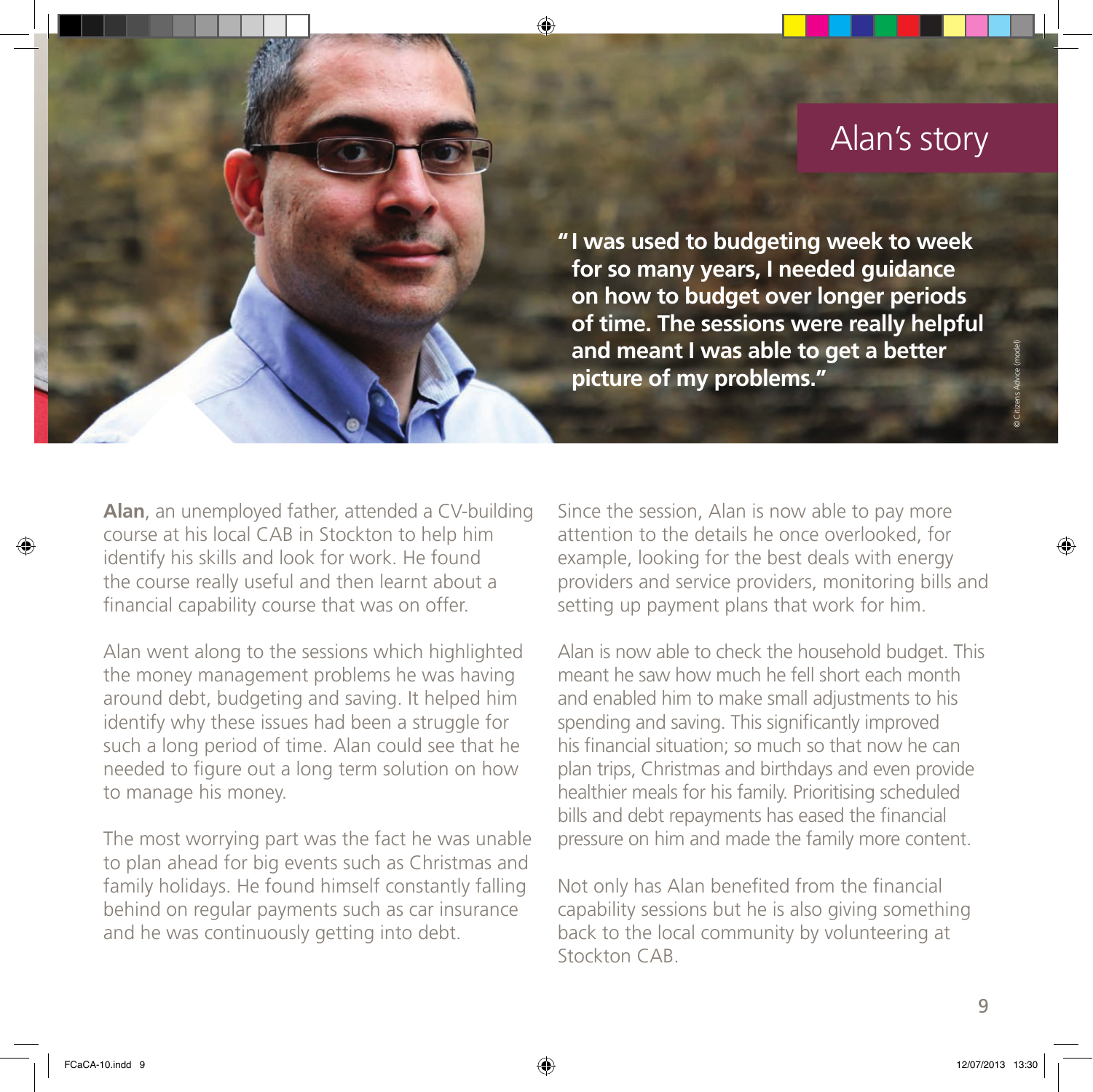# Alan's story

**"I was used to budgeting week to week for so many years, I needed guidance on how to budget over longer periods of time. The sessions were really helpful and meant I was able to get a better picture of my problems."**

© Citizens Advice (model)

**Alan**, an unemployed father, attended a CV-building course at his local CAB in Stockton to help him identify his skills and look for work. He found the course really useful and then learnt about a financial capability course that was on offer.

Alan went along to the sessions which highlighted the money management problems he was having around debt, budgeting and saving. It helped him identify why these issues had been a struggle for such a long period of time. Alan could see that he needed to figure out a long term solution on how to manage his money.

The most worrying part was the fact he was unable to plan ahead for big events such as Christmas and family holidays. He found himself constantly falling behind on regular payments such as car insurance and he was continuously getting into debt.

Since the session, Alan is now able to pay more attention to the details he once overlooked, for example, looking for the best deals with energy providers and service providers, monitoring bills and setting up payment plans that work for him.

Alan is now able to check the household budget. This meant he saw how much he fell short each month and enabled him to make small adjustments to his spending and saving. This significantly improved his financial situation; so much so that now he can plan trips, Christmas and birthdays and even provide healthier meals for his family. Prioritising scheduled bills and debt repayments has eased the financial pressure on him and made the family more content.

Not only has Alan benefited from the financial capability sessions but he is also giving something back to the local community by volunteering at Stockton CAB.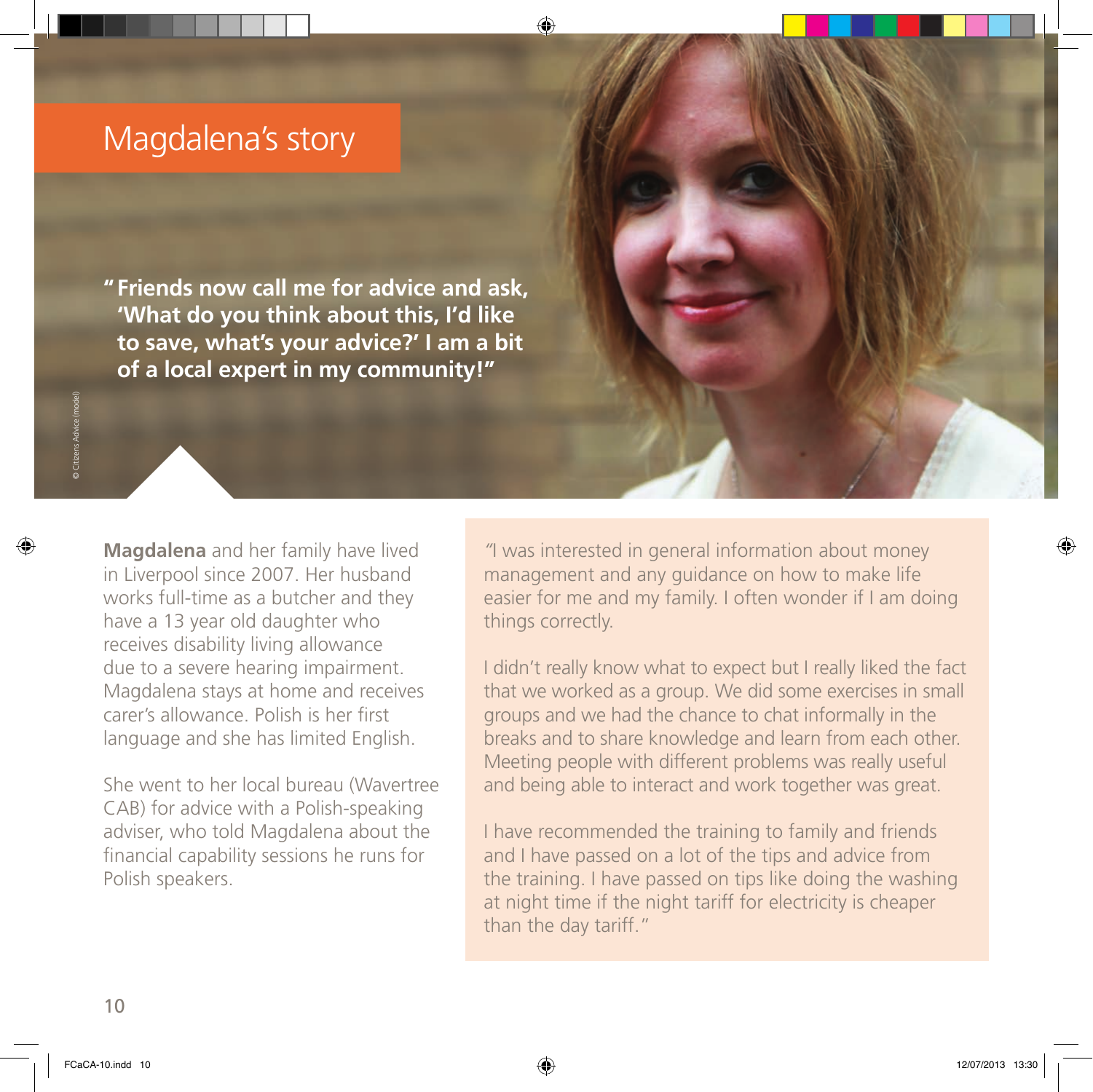# Magdalena's story

> **"Friends now call me for advice and ask, 'What do you think about this, I'd like to save, what's your advice?' I am a bit of a local expert in my community!"**

© Citizens Advice (model)

**Magdalena** and her family have lived in Liverpool since 2007. Her husband works full-time as a butcher and they have a 13 year old daughter who receives disability living allowance due to a severe hearing impairment. Magdalena stays at home and receives carer's allowance. Polish is her first language and she has limited English.

She went to her local bureau (Wavertree CAB) for advice with a Polish-speaking adviser, who told Magdalena about the financial capability sessions he runs for Polish speakers.

"I was interested in general information about money management and any guidance on how to make life easier for me and my family. I often wonder if I am doing things correctly.

I didn't really know what to expect but I really liked the fact that we worked as a group. We did some exercises in small groups and we had the chance to chat informally in the breaks and to share knowledge and learn from each other. Meeting people with different problems was really useful and being able to interact and work together was great.

I have recommended the training to family and friends and I have passed on a lot of the tips and advice from the training. I have passed on tips like doing the washing at night time if the night tariff for electricity is cheaper than the day tariff."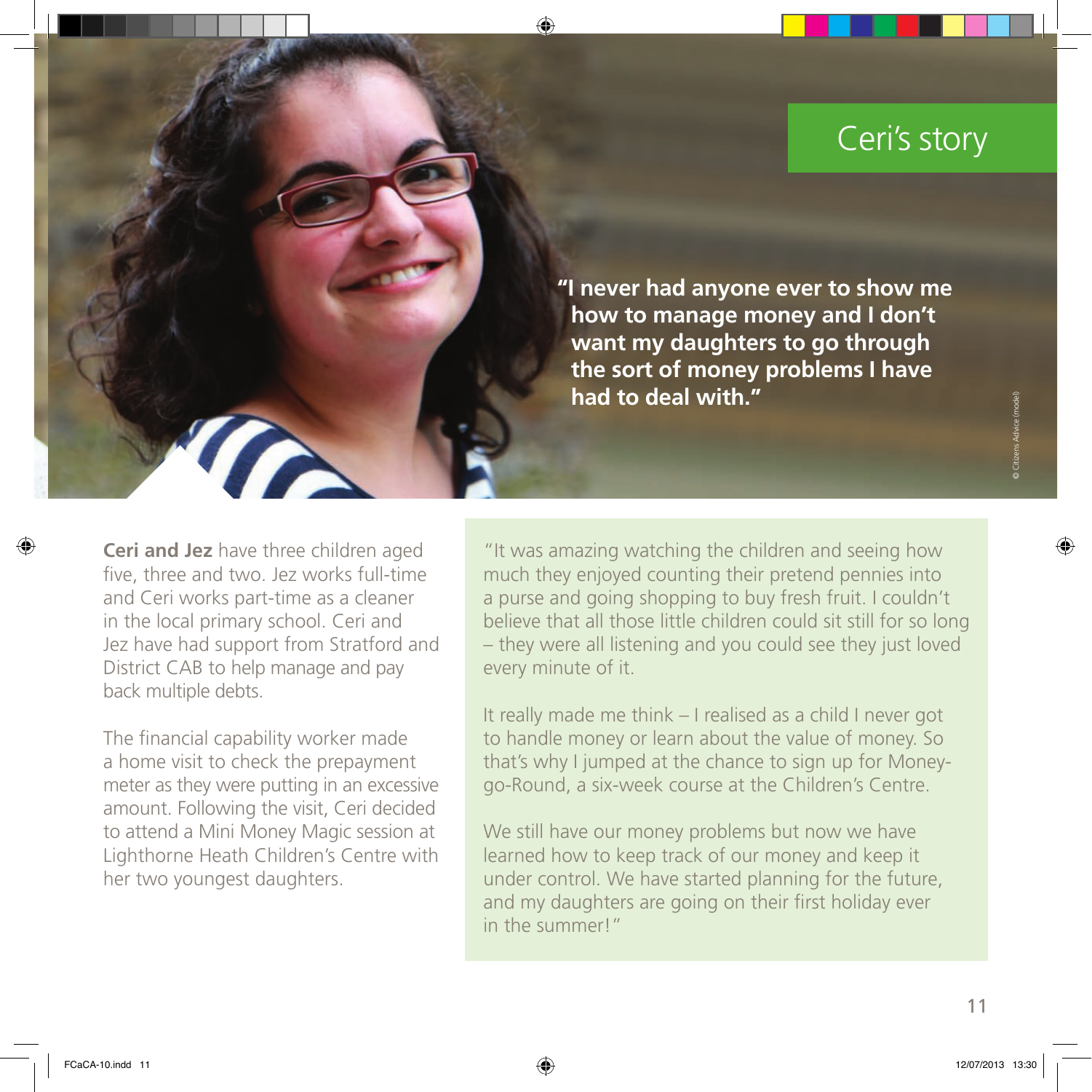# Ceri's story

**"I never had anyone ever to show me how to manage money and I don't want my daughters to go through the sort of money problems I have had to deal with."**

© Citizens Advice (model)

**Ceri and Jez** have three children aged five, three and two. Jez works full-time and Ceri works part-time as a cleaner in the local primary school. Ceri and Jez have had support from Stratford and District CAB to help manage and pay back multiple debts.

The financial capability worker made a home visit to check the prepayment meter as they were putting in an excessive amount. Following the visit, Ceri decided to attend a Mini Money Magic session at Lighthorne Heath Children's Centre with her two youngest daughters.

"It was amazing watching the children and seeing how much they enjoyed counting their pretend pennies into a purse and going shopping to buy fresh fruit. I couldn't believe that all those little children could sit still for so long – they were all listening and you could see they just loved every minute of it.

It really made me think – I realised as a child I never got to handle money or learn about the value of money. So that's why I jumped at the chance to sign up for Money-go-Round, a six-week course at the Children's Centre.

We still have our money problems but now we have learned how to keep track of our money and keep it under control. We have started planning for the future, and my daughters are going on their first holiday ever in the summer!"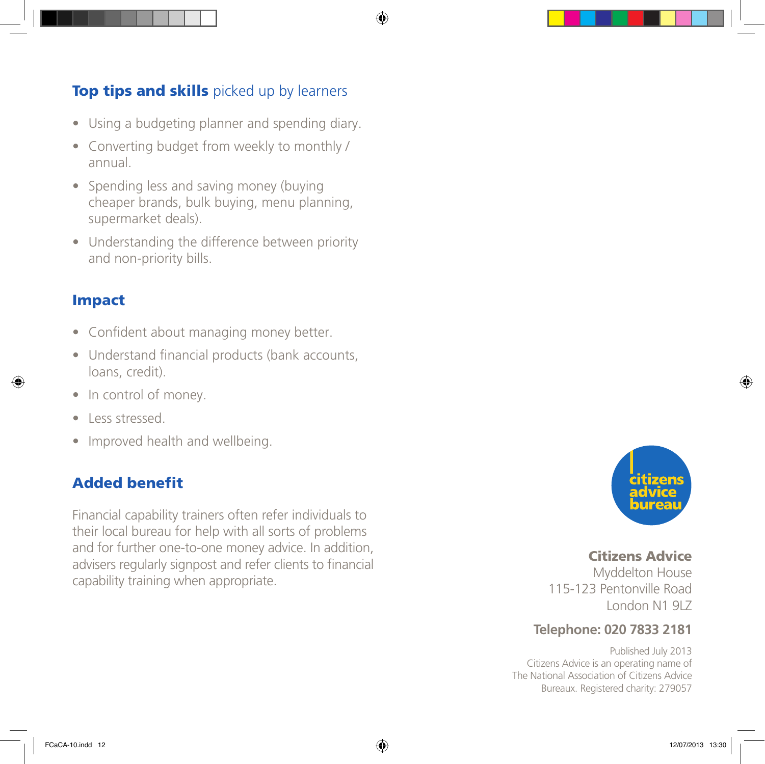## **Top tips and skills** picked up by learners

- Using a budgeting planner and spending diary.
- Converting budget from weekly to monthly / annual.
- Spending less and saving money (buying cheaper brands, bulk buying, menu planning, supermarket deals).
- Understanding the difference between priority and non-priority bills.

## Impact

- Confident about managing money better.
- Understand financial products (bank accounts, loans, credit).
- In control of money.
- Less stressed.
- Improved health and wellbeing.

## Added benefit

Financial capability trainers often refer individuals to their local bureau for help with all sorts of problems and for further one-to-one money advice. In addition, advisers regularly signpost and refer clients to financial capability training when appropriate.

citizens advice bureau

**Citizens Advice**
Myddelton House
115-123 Pentonville Road
London N1 9LZ

**Telephone: 020 7833 2181**

Published July 2013
Citizens Advice is an operating name of The National Association of Citizens Advice Bureaux. Registered charity: 279057